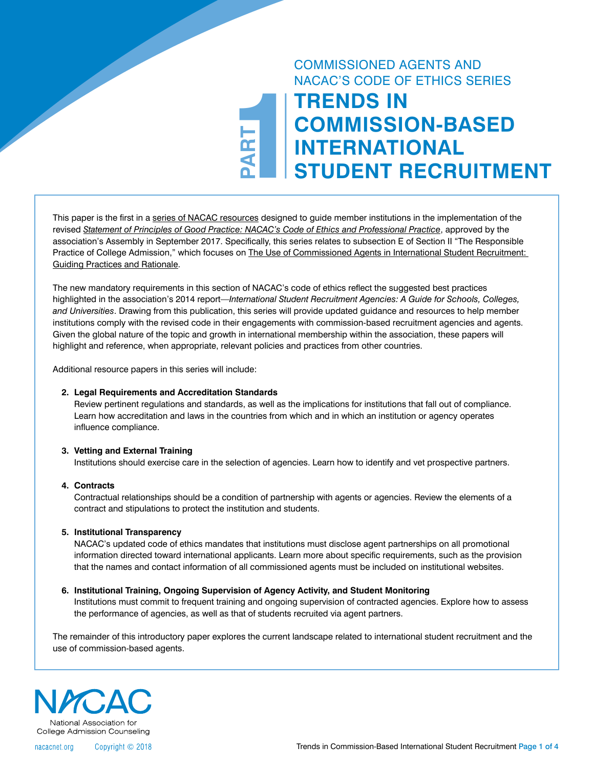COMMISSIONED AGENTS AND NACAC'S CODE OF ETHICS SERIES

PART 1

# TRENDS IN COMMISSION-BASED INTERNATIONAL STUDENT RECRUITMENT

This paper is the first in a series of NACAC resources designed to guide member institutions in the implementation of the revised *Statement of Principles of Good Practice: NACAC's Code of Ethics and Professional Practice*, approved by the association's Assembly in September 2017. Specifically, this series relates to subsection E of Section II "The Responsible Practice of College Admission," which focuses on The Use of Commissioned Agents in International Student Recruitment: Guiding Practices and Rationale.

The new mandatory requirements in this section of NACAC's code of ethics reflect the suggested best practices highlighted in the association's 2014 report—*International Student Recruitment Agencies: A Guide for Schools, Colleges, and Universities*. Drawing from this publication, this series will provide updated guidance and resources to help member institutions comply with the revised code in their engagements with commission-based recruitment agencies and agents. Given the global nature of the topic and growth in international membership within the association, these papers will highlight and reference, when appropriate, relevant policies and practices from other countries.

Additional resource papers in this series will include:

2. **Legal Requirements and Accreditation Standards**
   Review pertinent regulations and standards, as well as the implications for institutions that fall out of compliance. Learn how accreditation and laws in the countries from which and in which an institution or agency operates influence compliance.

3. **Vetting and External Training**
   Institutions should exercise care in the selection of agencies. Learn how to identify and vet prospective partners.

4. **Contracts**
   Contractual relationships should be a condition of partnership with agents or agencies. Review the elements of a contract and stipulations to protect the institution and students.

5. **Institutional Transparency**
   NACAC's updated code of ethics mandates that institutions must disclose agent partnerships on all promotional information directed toward international applicants. Learn more about specific requirements, such as the provision that the names and contact information of all commissioned agents must be included on institutional websites.

6. **Institutional Training, Ongoing Supervision of Agency Activity, and Student Monitoring**
   Institutions must commit to frequent training and ongoing supervision of contracted agencies. Explore how to assess the performance of agencies, as well as that of students recruited via agent partners.

The remainder of this introductory paper explores the current landscape related to international student recruitment and the use of commission-based agents.

NACAC
National Association for College Admission Counseling

nacacnet.org Copyright © 2018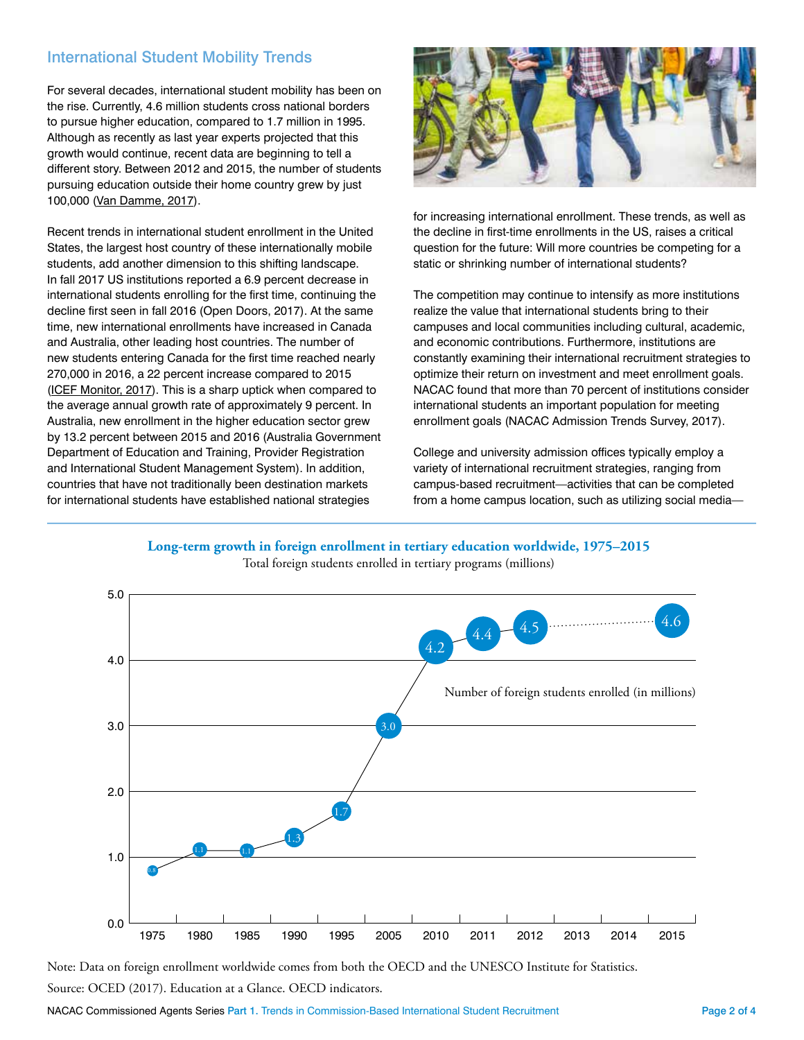## International Student Mobility Trends

For several decades, international student mobility has been on the rise. Currently, 4.6 million students cross national borders to pursue higher education, compared to 1.7 million in 1995. Although as recently as last year experts projected that this growth would continue, recent data are beginning to tell a different story. Between 2012 and 2015, the number of students pursuing education outside their home country grew by just 100,000 (Van Damme, 2017).

Recent trends in international student enrollment in the United States, the largest host country of these internationally mobile students, add another dimension to this shifting landscape. In fall 2017 US institutions reported a 6.9 percent decrease in international students enrolling for the first time, continuing the decline first seen in fall 2016 (Open Doors, 2017). At the same time, new international enrollments have increased in Canada and Australia, other leading host countries. The number of new students entering Canada for the first time reached nearly 270,000 in 2016, a 22 percent increase compared to 2015 (ICEF Monitor, 2017). This is a sharp uptick when compared to the average annual growth rate of approximately 9 percent. In Australia, new enrollment in the higher education sector grew by 13.2 percent between 2015 and 2016 (Australia Government Department of Education and Training, Provider Registration and International Student Management System). In addition, countries that have not traditionally been destination markets for international students have established national strategies for increasing international enrollment. These trends, as well as the decline in first-time enrollments in the US, raises a critical question for the future: Will more countries be competing for a static or shrinking number of international students?

The competition may continue to intensify as more institutions realize the value that international students bring to their campuses and local communities including cultural, academic, and economic contributions. Furthermore, institutions are constantly examining their international recruitment strategies to optimize their return on investment and meet enrollment goals. NACAC found that more than 70 percent of institutions consider international students an important population for meeting enrollment goals (NACAC Admission Trends Survey, 2017).

College and university admission offices typically employ a variety of international recruitment strategies, ranging from campus-based recruitment—activities that can be completed from a home campus location, such as utilizing social media—

**Long-term growth in foreign enrollment in tertiary education worldwide, 1975–2015**

Total foreign students enrolled in tertiary programs (millions)

| Year | Number of foreign students enrolled (in millions) |
|---|---|
| 1975 | 0.8 |
| 1980 | 1.1 |
| 1985 | 1.1 |
| 1990 | 1.3 |
| 1995 | 1.7 |
| 2005 | 3.0 |
| 2010 | 4.2 |
| 2011 | 4.4 |
| 2012 | 4.5 |
| 2015 | 4.6 |

Note: Data on foreign enrollment worldwide comes from both the OECD and the UNESCO Institute for Statistics.

Source: OCED (2017). Education at a Glance. OECD indicators.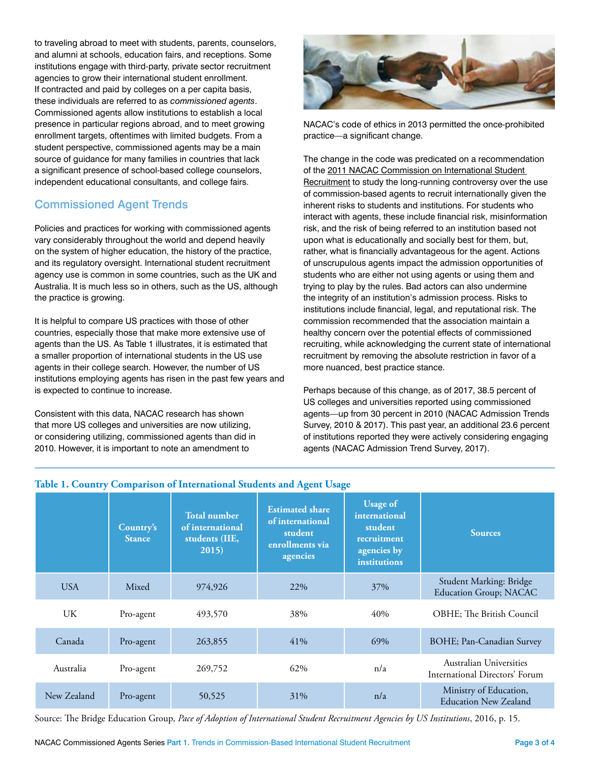to traveling abroad to meet with students, parents, counselors, and alumni at schools, education fairs, and receptions. Some institutions engage with third-party, private sector recruitment agencies to grow their international student enrollment. If contracted and paid by colleges on a per capita basis, these individuals are referred to as *commissioned agents*. Commissioned agents allow institutions to establish a local presence in particular regions abroad, and to meet growing enrollment targets, oftentimes with limited budgets. From a student perspective, commissioned agents may be a main source of guidance for many families in countries that lack a significant presence of school-based college counselors, independent educational consultants, and college fairs.

## Commissioned Agent Trends

Policies and practices for working with commissioned agents vary considerably throughout the world and depend heavily on the system of higher education, the history of the practice, and its regulatory oversight. International student recruitment agency use is common in some countries, such as the UK and Australia. It is much less so in others, such as the US, although the practice is growing.

It is helpful to compare US practices with those of other countries, especially those that make more extensive use of agents than the US. As Table 1 illustrates, it is estimated that a smaller proportion of international students in the US use agents in their college search. However, the number of US institutions employing agents has risen in the past few years and is expected to continue to increase.

Consistent with this data, NACAC research has shown that more US colleges and universities are now utilizing, or considering utilizing, commissioned agents than did in 2010. However, it is important to note an amendment to NACAC's code of ethics in 2013 permitted the once-prohibited practice—a significant change.

The change in the code was predicated on a recommendation of the 2011 NACAC Commission on International Student Recruitment to study the long-running controversy over the use of commission-based agents to recruit internationally given the inherent risks to students and institutions. For students who interact with agents, these include financial risk, misinformation risk, and the risk of being referred to an institution based not upon what is educationally and socially best for them, but, rather, what is financially advantageous for the agent. Actions of unscrupulous agents impact the admission opportunities of students who are either not using agents or using them and trying to play by the rules. Bad actors can also undermine the integrity of an institution's admission process. Risks to institutions include financial, legal, and reputational risk. The commission recommended that the association maintain a healthy concern over the potential effects of commissioned recruiting, while acknowledging the current state of international recruitment by removing the absolute restriction in favor of a more nuanced, best practice stance.

Perhaps because of this change, as of 2017, 38.5 percent of US colleges and universities reported using commissioned agents—up from 30 percent in 2010 (NACAC Admission Trends Survey, 2010 & 2017). This past year, an additional 23.6 percent of institutions reported they were actively considering engaging agents (NACAC Admission Trend Survey, 2017).

**Table 1. Country Comparison of International Students and Agent Usage**

| | Country's Stance | Total number of international students (IIE, 2015) | Estimated share of international student enrollments via agencies | Usage of international student recruitment agencies by institutions | Sources |
|---|---|---|---|---|---|
| USA | Mixed | 974,926 | 22% | 37% | Student Marking: Bridge Education Group; NACAC |
| UK | Pro-agent | 493,570 | 38% | 40% | OBHE; The British Council |
| Canada | Pro-agent | 263,855 | 41% | 69% | BOHE; Pan-Canadian Survey |
| Australia | Pro-agent | 269,752 | 62% | n/a | Australian Universities International Directors' Forum |
| New Zealand | Pro-agent | 50,525 | 31% | n/a | Ministry of Education, Education New Zealand |

Source: The Bridge Education Group, *Pace of Adoption of International Student Recruitment Agencies by US Institutions*, 2016, p. 15.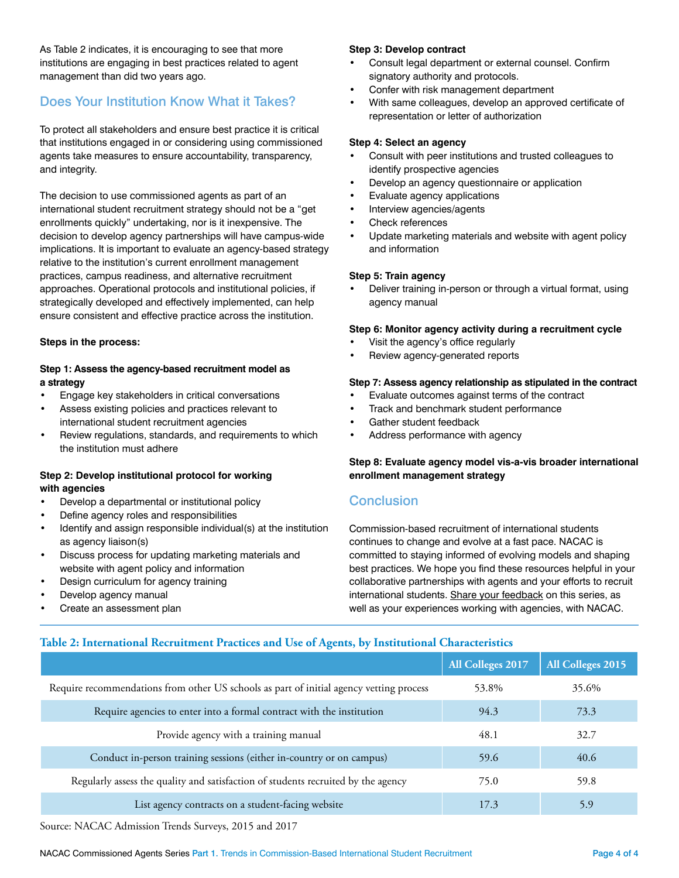As Table 2 indicates, it is encouraging to see that more institutions are engaging in best practices related to agent management than did two years ago.

## Does Your Institution Know What it Takes?

To protect all stakeholders and ensure best practice it is critical that institutions engaged in or considering using commissioned agents take measures to ensure accountability, transparency, and integrity.

The decision to use commissioned agents as part of an international student recruitment strategy should not be a "get enrollments quickly" undertaking, nor is it inexpensive. The decision to develop agency partnerships will have campus-wide implications. It is important to evaluate an agency-based strategy relative to the institution's current enrollment management practices, campus readiness, and alternative recruitment approaches. Operational protocols and institutional policies, if strategically developed and effectively implemented, can help ensure consistent and effective practice across the institution.

**Steps in the process:**

**Step 1: Assess the agency-based recruitment model as a strategy**

- Engage key stakeholders in critical conversations
- Assess existing policies and practices relevant to international student recruitment agencies
- Review regulations, standards, and requirements to which the institution must adhere

**Step 2: Develop institutional protocol for working with agencies**

- Develop a departmental or institutional policy
- Define agency roles and responsibilities
- Identify and assign responsible individual(s) at the institution as agency liaison(s)
- Discuss process for updating marketing materials and website with agent policy and information
- Design curriculum for agency training
- Develop agency manual
- Create an assessment plan

**Step 3: Develop contract**

- Consult legal department or external counsel. Confirm signatory authority and protocols.
- Confer with risk management department
- With same colleagues, develop an approved certificate of representation or letter of authorization

**Step 4: Select an agency**

- Consult with peer institutions and trusted colleagues to identify prospective agencies
- Develop an agency questionnaire or application
- Evaluate agency applications
- Interview agencies/agents
- Check references
- Update marketing materials and website with agent policy and information

**Step 5: Train agency**

- Deliver training in-person or through a virtual format, using agency manual

**Step 6: Monitor agency activity during a recruitment cycle**

- Visit the agency's office regularly
- Review agency-generated reports

**Step 7: Assess agency relationship as stipulated in the contract**

- Evaluate outcomes against terms of the contract
- Track and benchmark student performance
- Gather student feedback
- Address performance with agency

**Step 8: Evaluate agency model vis-a-vis broader international enrollment management strategy**

## Conclusion

Commission-based recruitment of international students continues to change and evolve at a fast pace. NACAC is committed to staying informed of evolving models and shaping best practices. We hope you find these resources helpful in your collaborative partnerships with agents and your efforts to recruit international students. Share your feedback on this series, as well as your experiences working with agencies, with NACAC.

**Table 2: International Recruitment Practices and Use of Agents, by Institutional Characteristics**

| | All Colleges 2017 | All Colleges 2015 |
|---|---|---|
| Require recommendations from other US schools as part of initial agency vetting process | 53.8% | 35.6% |
| Require agencies to enter into a formal contract with the institution | 94.3 | 73.3 |
| Provide agency with a training manual | 48.1 | 32.7 |
| Conduct in-person training sessions (either in-country or on campus) | 59.6 | 40.6 |
| Regularly assess the quality and satisfaction of students recruited by the agency | 75.0 | 59.8 |
| List agency contracts on a student-facing website | 17.3 | 5.9 |

Source: NACAC Admission Trends Surveys, 2015 and 2017